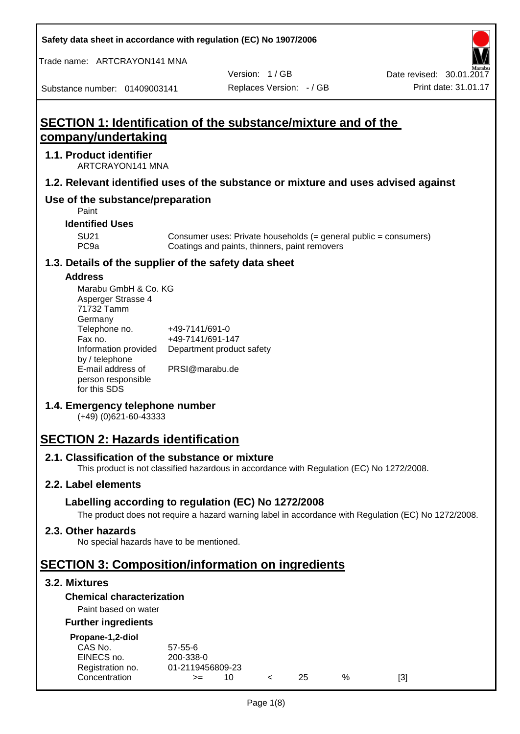Safety data sheet in accordance with regulation (EC) No 1907/2006

Trade name: ARTCRAYON141 MNA

Version: 1 / GB

Date revised: 30.01.2017

Substance number: 01409003141

Replaces Version: - / GB

Print date: 31.01.17

# SECTION 1: Identification of the substance/mixture and of the company/undertaking

## 1.1. Product identifier

ARTCRAYON141 MNA

## 1.2. Relevant identified uses of the substance or mixture and uses advised against

## Use of the substance/preparation

Paint

### Identified Uses

| | |
|---|---|
| SU21 | Consumer uses: Private households (= general public = consumers) |
| PC9a | Coatings and paints, thinners, paint removers |

## 1.3. Details of the supplier of the safety data sheet

### Address

Marabu GmbH & Co. KG
Asperger Strasse 4
71732 Tamm
Germany

| | |
|---|---|
| Telephone no. | +49-7141/691-0 |
| Fax no. | +49-7141/691-147 |
| Information provided by / telephone | Department product safety |
| E-mail address of person responsible for this SDS | PRSI@marabu.de |

## 1.4. Emergency telephone number

(+49) (0)621-60-43333

# SECTION 2: Hazards identification

## 2.1. Classification of the substance or mixture

This product is not classified hazardous in accordance with Regulation (EC) No 1272/2008.

## 2.2. Label elements

### Labelling according to regulation (EC) No 1272/2008

The product does not require a hazard warning label in accordance with Regulation (EC) No 1272/2008.

## 2.3. Other hazards

No special hazards have to be mentioned.

# SECTION 3: Composition/information on ingredients

## 3.2. Mixtures

### Chemical characterization

Paint based on water

### Further ingredients

**Propane-1,2-diol**

| | | | | | | |
|---|---|---|---|---|---|---|
| CAS No. | 57-55-6 | | | | | |
| EINECS no. | 200-338-0 | | | | | |
| Registration no. | 01-2119456809-23 | | | | | |
| Concentration | >= | 10 | < | 25 | % | [3] |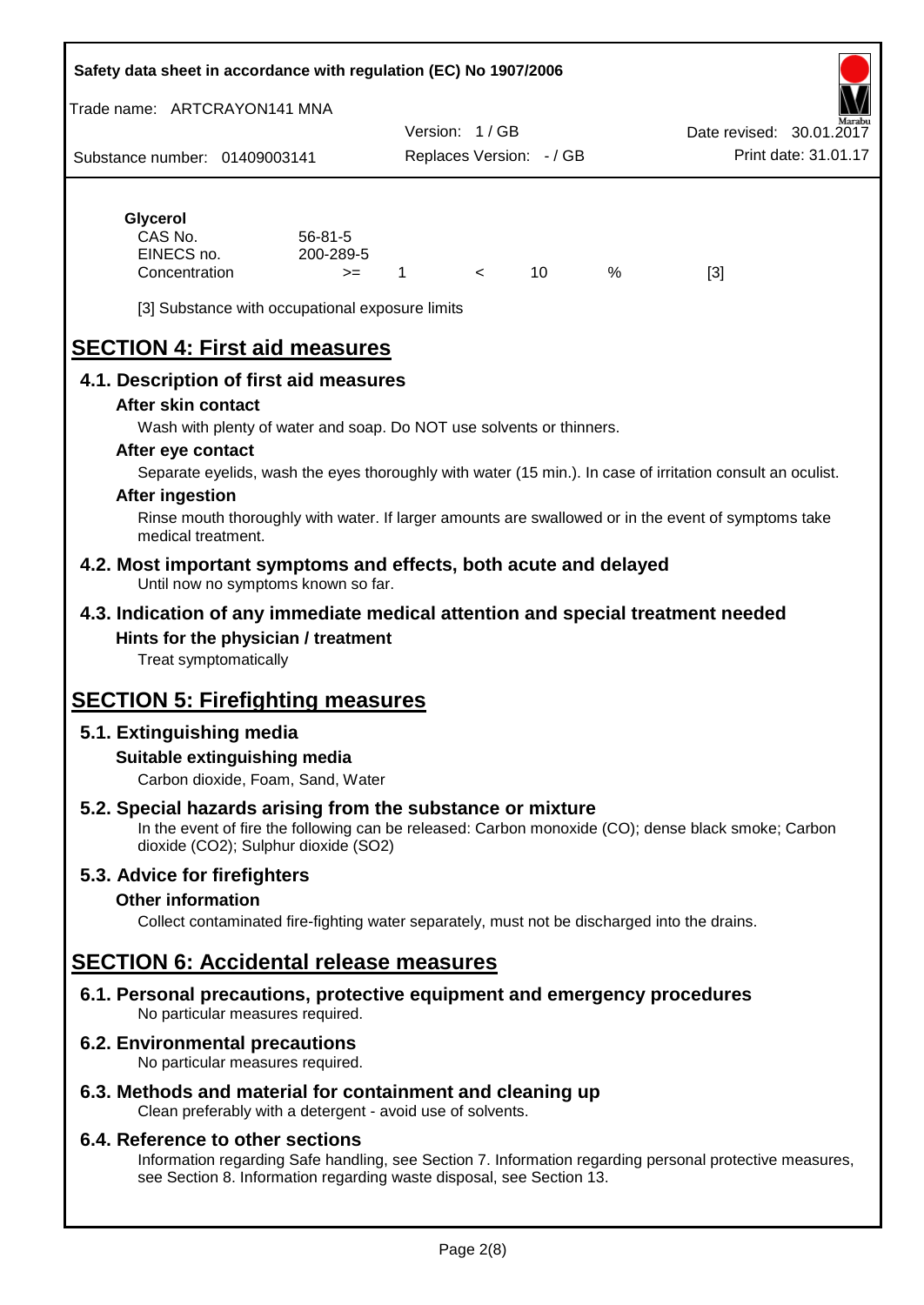**Glycerol**

| | | | | | | |
|---|---|---|---|---|---|---|
| CAS No. | 56-81-5 | | | | | |
| EINECS no. | 200-289-5 | | | | | |
| Concentration | >= | 1 | < | 10 | % | [3] |

[3] Substance with occupational exposure limits

# SECTION 4: First aid measures

## 4.1. Description of first aid measures

### After skin contact

Wash with plenty of water and soap. Do NOT use solvents or thinners.

### After eye contact

Separate eyelids, wash the eyes thoroughly with water (15 min.). In case of irritation consult an oculist.

### After ingestion

Rinse mouth thoroughly with water. If larger amounts are swallowed or in the event of symptoms take medical treatment.

## 4.2. Most important symptoms and effects, both acute and delayed

Until now no symptoms known so far.

## 4.3. Indication of any immediate medical attention and special treatment needed

### Hints for the physician / treatment

Treat symptomatically

# SECTION 5: Firefighting measures

## 5.1. Extinguishing media

### Suitable extinguishing media

Carbon dioxide, Foam, Sand, Water

## 5.2. Special hazards arising from the substance or mixture

In the event of fire the following can be released: Carbon monoxide (CO); dense black smoke; Carbon dioxide ($CO_2$); Sulphur dioxide ($SO_2$)

## 5.3. Advice for firefighters

### Other information

Collect contaminated fire-fighting water separately, must not be discharged into the drains.

# SECTION 6: Accidental release measures

## 6.1. Personal precautions, protective equipment and emergency procedures

No particular measures required.

## 6.2. Environmental precautions

No particular measures required.

## 6.3. Methods and material for containment and cleaning up

Clean preferably with a detergent - avoid use of solvents.

## 6.4. Reference to other sections

Information regarding Safe handling, see Section 7. Information regarding personal protective measures, see Section 8. Information regarding waste disposal, see Section 13.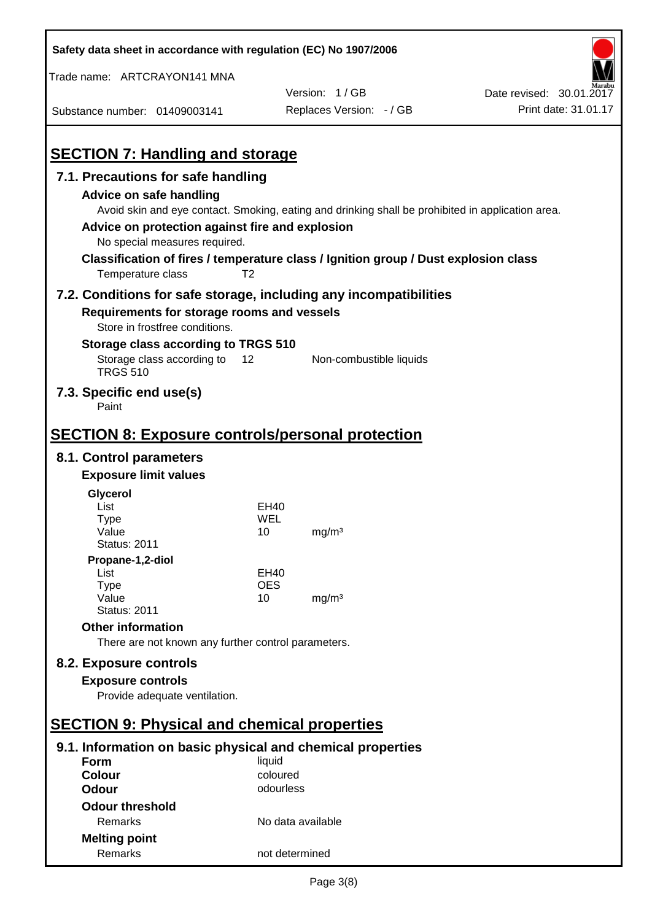## SECTION 7: Handling and storage

### 7.1. Precautions for safe handling

**Advice on safe handling**

Avoid skin and eye contact. Smoking, eating and drinking shall be prohibited in application area.

**Advice on protection against fire and explosion**

No special measures required.

**Classification of fires / temperature class / Ignition group / Dust explosion class**

Temperature class T2

### 7.2. Conditions for safe storage, including any incompatibilities

**Requirements for storage rooms and vessels**

Store in frostfree conditions.

**Storage class according to TRGS 510**

| | | |
|---|---|---|
| Storage class according to TRGS 510 | 12 | Non-combustible liquids |

### 7.3. Specific end use(s)

Paint

## SECTION 8: Exposure controls/personal protection

### 8.1. Control parameters

**Exposure limit values**

**Glycerol**

| | | |
|---|---|---|
| List | EH40 | |
| Type | WEL | |
| Value | 10 | mg/m³ |
| Status: 2011 | | |

**Propane-1,2-diol**

| | | |
|---|---|---|
| List | EH40 | |
| Type | OES | |
| Value | 10 | mg/m³ |
| Status: 2011 | | |

**Other information**

There are not known any further control parameters.

### 8.2. Exposure controls

**Exposure controls**

Provide adequate ventilation.

## SECTION 9: Physical and chemical properties

### 9.1. Information on basic physical and chemical properties

| | |
|---|---|
| **Form** | liquid |
| **Colour** | coloured |
| **Odour** | odourless |

**Odour threshold**

| | |
|---|---|
| Remarks | No data available |

**Melting point**

| | |
|---|---|
| Remarks | not determined |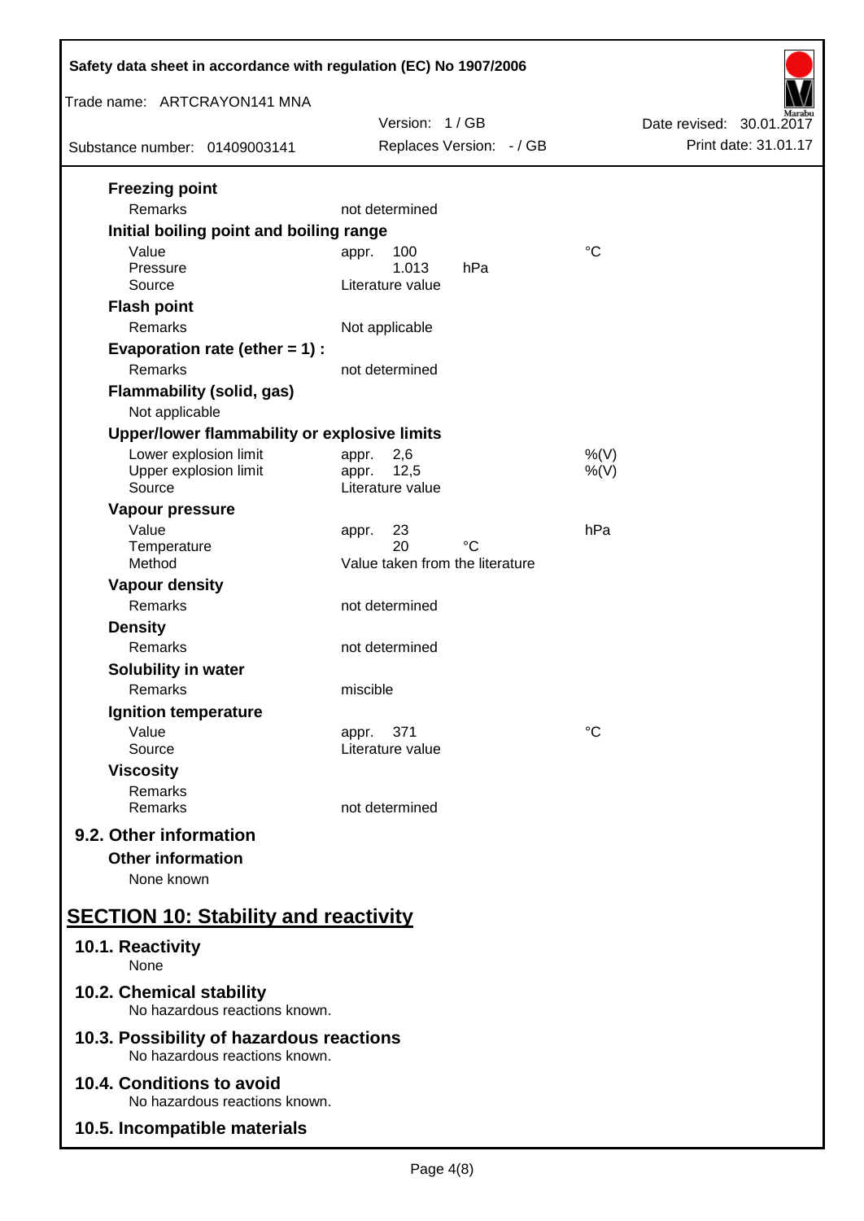**Freezing point**

| | | |
|---|---|---|
| Remarks | not determined | |

**Initial boiling point and boiling range**

| | | |
|---|---|---|
| Value | appr. 100 | °C |
| Pressure | 1.013 hPa | |
| Source | Literature value | |

**Flash point**

| | | |
|---|---|---|
| Remarks | Not applicable | |

**Evaporation rate (ether = 1) :**

| | | |
|---|---|---|
| Remarks | not determined | |

**Flammability (solid, gas)**

Not applicable

**Upper/lower flammability or explosive limits**

| | | |
|---|---|---|
| Lower explosion limit | appr. 2,6 | %(V) |
| Upper explosion limit | appr. 12,5 | %(V) |
| Source | Literature value | |

**Vapour pressure**

| | | |
|---|---|---|
| Value | appr. 23 | hPa |
| Temperature | 20 °C | |
| Method | Value taken from the literature | |

**Vapour density**

| | | |
|---|---|---|
| Remarks | not determined | |

**Density**

| | | |
|---|---|---|
| Remarks | not determined | |

**Solubility in water**

| | | |
|---|---|---|
| Remarks | miscible | |

**Ignition temperature**

| | | |
|---|---|---|
| Value | appr. 371 | °C |
| Source | Literature value | |

**Viscosity**

| | | |
|---|---|---|
| Remarks | | |
| Remarks | not determined | |

### 9.2. Other information

**Other information**

None known

## SECTION 10: Stability and reactivity

### 10.1. Reactivity

None

### 10.2. Chemical stability

No hazardous reactions known.

### 10.3. Possibility of hazardous reactions

No hazardous reactions known.

### 10.4. Conditions to avoid

No hazardous reactions known.

### 10.5. Incompatible materials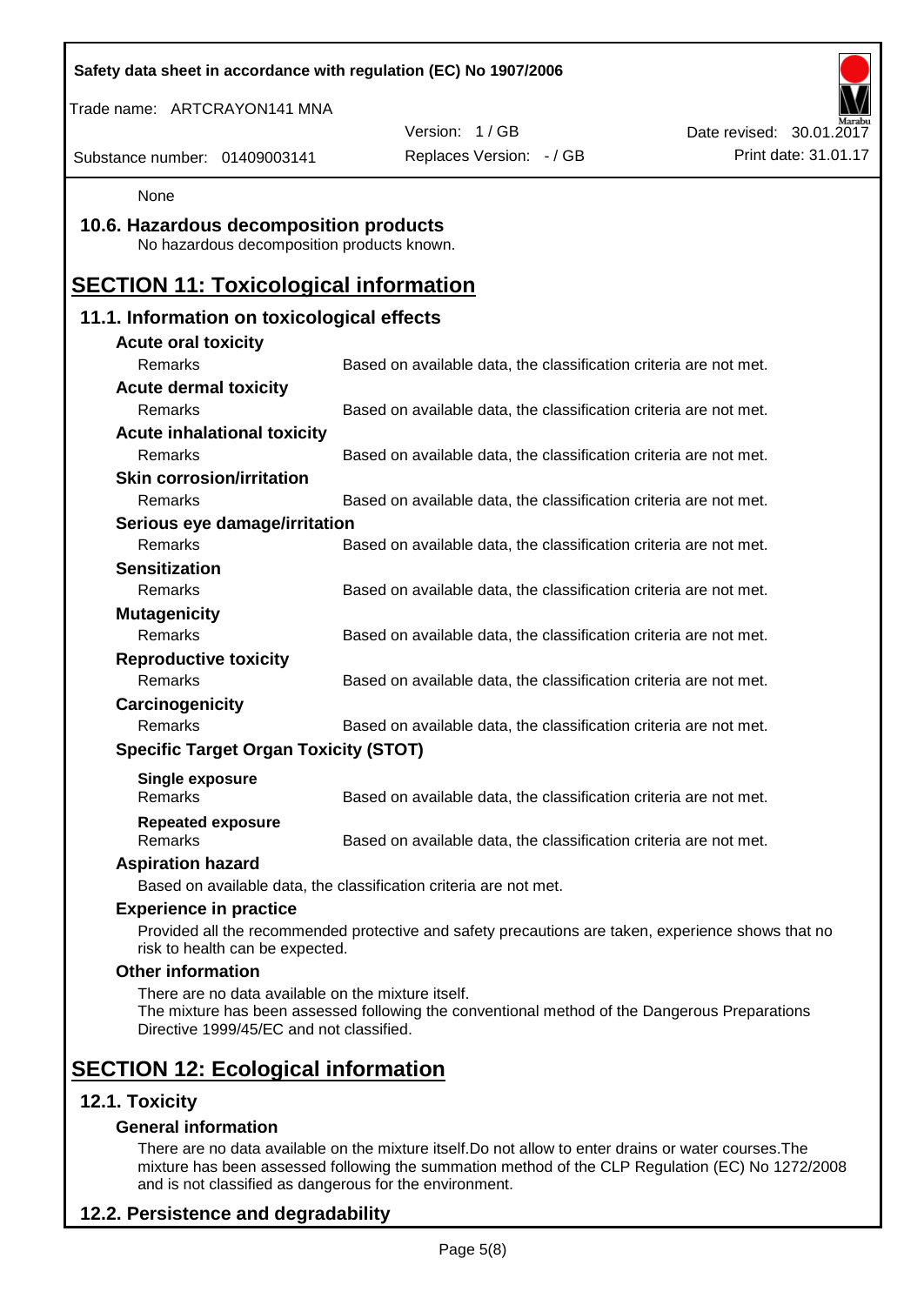None

## 10.6. Hazardous decomposition products

No hazardous decomposition products known.

# SECTION 11: Toxicological information

## 11.1. Information on toxicological effects

**Acute oral toxicity**

| | |
|---|---|
| Remarks | Based on available data, the classification criteria are not met. |

**Acute dermal toxicity**

| | |
|---|---|
| Remarks | Based on available data, the classification criteria are not met. |

**Acute inhalational toxicity**

| | |
|---|---|
| Remarks | Based on available data, the classification criteria are not met. |

**Skin corrosion/irritation**

| | |
|---|---|
| Remarks | Based on available data, the classification criteria are not met. |

**Serious eye damage/irritation**

| | |
|---|---|
| Remarks | Based on available data, the classification criteria are not met. |

**Sensitization**

| | |
|---|---|
| Remarks | Based on available data, the classification criteria are not met. |

**Mutagenicity**

| | |
|---|---|
| Remarks | Based on available data, the classification criteria are not met. |

**Reproductive toxicity**

| | |
|---|---|
| Remarks | Based on available data, the classification criteria are not met. |

**Carcinogenicity**

| | |
|---|---|
| Remarks | Based on available data, the classification criteria are not met. |

**Specific Target Organ Toxicity (STOT)**

**Single exposure**

| | |
|---|---|
| Remarks | Based on available data, the classification criteria are not met. |

**Repeated exposure**

| | |
|---|---|
| Remarks | Based on available data, the classification criteria are not met. |

**Aspiration hazard**

Based on available data, the classification criteria are not met.

**Experience in practice**

Provided all the recommended protective and safety precautions are taken, experience shows that no risk to health can be expected.

**Other information**

There are no data available on the mixture itself.
The mixture has been assessed following the conventional method of the Dangerous Preparations Directive 1999/45/EC and not classified.

# SECTION 12: Ecological information

## 12.1. Toxicity

**General information**

There are no data available on the mixture itself.Do not allow to enter drains or water courses.The mixture has been assessed following the summation method of the CLP Regulation (EC) No 1272/2008 and is not classified as dangerous for the environment.

## 12.2. Persistence and degradability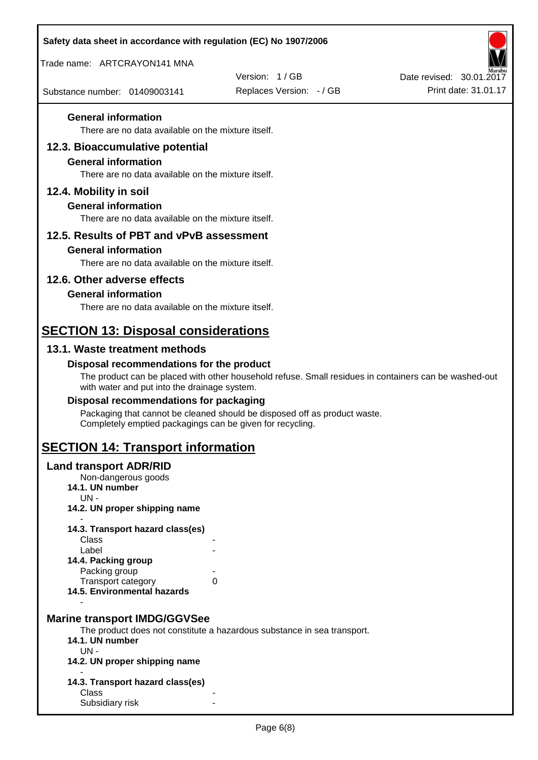### General information

There are no data available on the mixture itself.

## 12.3. Bioaccumulative potential

### General information

There are no data available on the mixture itself.

## 12.4. Mobility in soil

### General information

There are no data available on the mixture itself.

## 12.5. Results of PBT and vPvB assessment

### General information

There are no data available on the mixture itself.

## 12.6. Other adverse effects

### General information

There are no data available on the mixture itself.

# SECTION 13: Disposal considerations

## 13.1. Waste treatment methods

### Disposal recommendations for the product

The product can be placed with other household refuse. Small residues in containers can be washed-out with water and put into the drainage system.

### Disposal recommendations for packaging

Packaging that cannot be cleaned should be disposed off as product waste.
Completely emptied packagings can be given for recycling.

# SECTION 14: Transport information

## Land transport ADR/RID

Non-dangerous goods

**14.1. UN number**

UN -

**14.2. UN proper shipping name**

-

**14.3. Transport hazard class(es)**

| | |
|---|---|
| Class | - |
| Label | - |

**14.4. Packing group**

| | |
|---|---|
| Packing group | - |
| Transport category | 0 |

**14.5. Environmental hazards**

-

## Marine transport IMDG/GGVSee

The product does not constitute a hazardous substance in sea transport.

**14.1. UN number**

UN -

**14.2. UN proper shipping name**

-

**14.3. Transport hazard class(es)**

| | |
|---|---|
| Class | - |
| Subsidiary risk | - |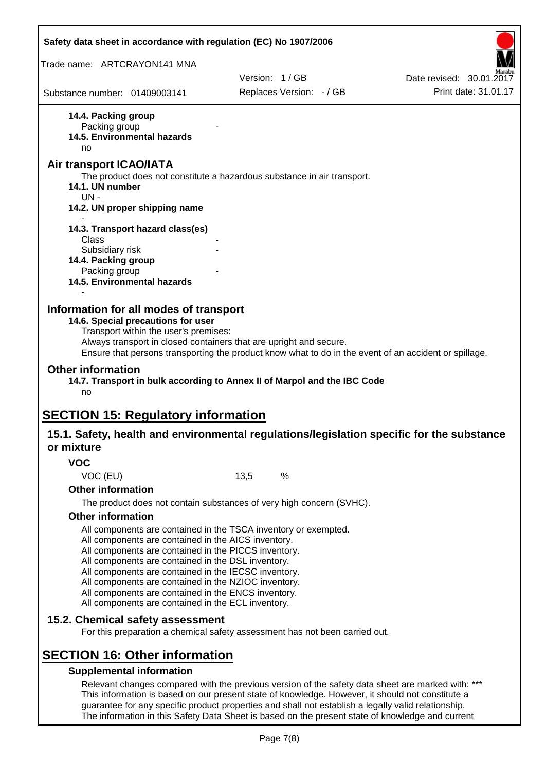**14.4. Packing group**

Packing group -

**14.5. Environmental hazards**

no

## Air transport ICAO/IATA

The product does not constitute a hazardous substance in air transport.

**14.1. UN number**

UN -

**14.2. UN proper shipping name**

-

**14.3. Transport hazard class(es)**

Class -

Subsidiary risk -

**14.4. Packing group**

Packing group -

**14.5. Environmental hazards**

-

## Information for all modes of transport

**14.6. Special precautions for user**

Transport within the user's premises:
Always transport in closed containers that are upright and secure.
Ensure that persons transporting the product know what to do in the event of an accident or spillage.

## Other information

**14.7. Transport in bulk according to Annex II of Marpol and the IBC Code**

no

# SECTION 15: Regulatory information

## 15.1. Safety, health and environmental regulations/legislation specific for the substance or mixture

### VOC

VOC (EU) 13,5 %

### Other information

The product does not contain substances of very high concern (SVHC).

### Other information

All components are contained in the TSCA inventory or exempted.
All components are contained in the AICS inventory.
All components are contained in the PICCS inventory.
All components are contained in the DSL inventory.
All components are contained in the IECSC inventory.
All components are contained in the NZIOC inventory.
All components are contained in the ENCS inventory.
All components are contained in the ECL inventory.

## 15.2. Chemical safety assessment

For this preparation a chemical safety assessment has not been carried out.

# SECTION 16: Other information

### Supplemental information

Relevant changes compared with the previous version of the safety data sheet are marked with: ***
This information is based on our present state of knowledge. However, it should not constitute a guarantee for any specific product properties and shall not establish a legally valid relationship.
The information in this Safety Data Sheet is based on the present state of knowledge and current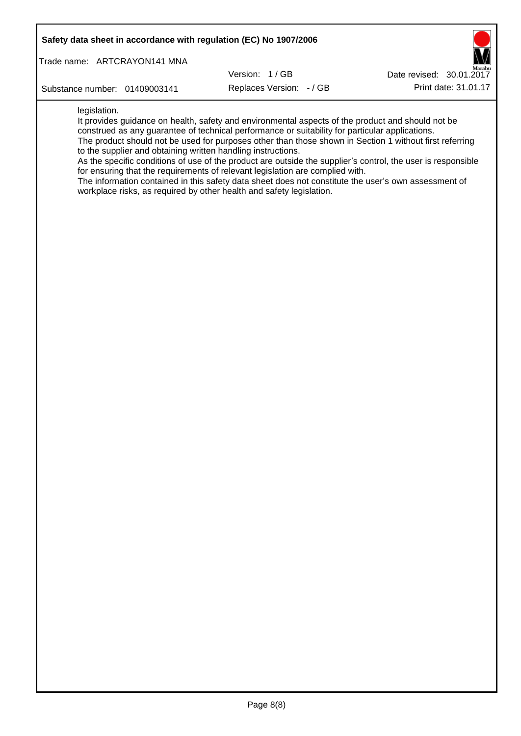legislation.
It provides guidance on health, safety and environmental aspects of the product and should not be construed as any guarantee of technical performance or suitability for particular applications.
The product should not be used for purposes other than those shown in Section 1 without first referring to the supplier and obtaining written handling instructions.
As the specific conditions of use of the product are outside the supplier's control, the user is responsible for ensuring that the requirements of relevant legislation are complied with.
The information contained in this safety data sheet does not constitute the user's own assessment of workplace risks, as required by other health and safety legislation.